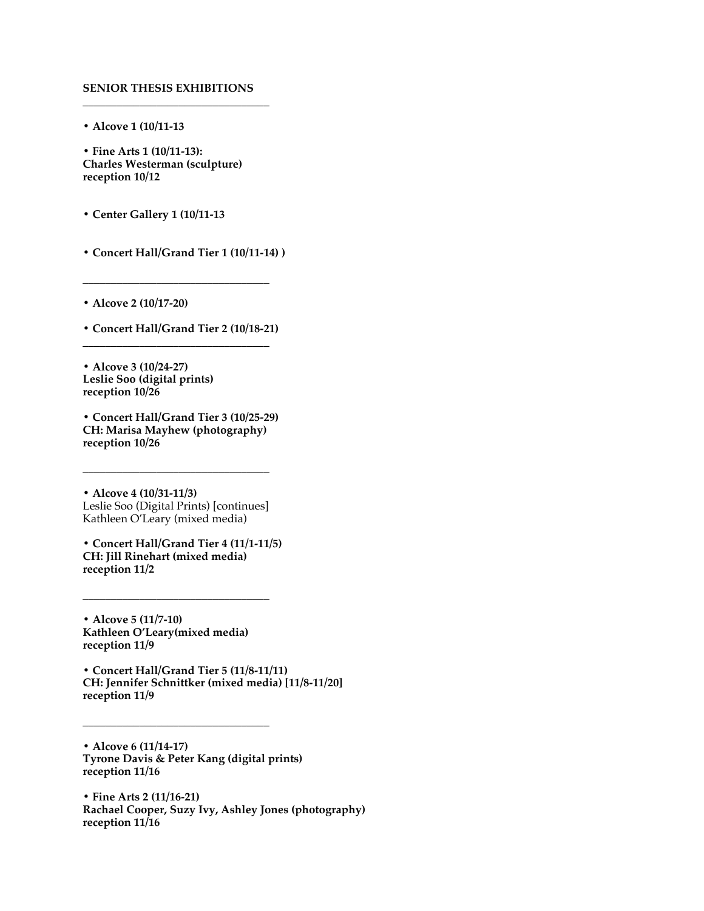**SENIOR THESIS EXHIBITIONS**

---

**• Alcove 1 (10/11-13**

**• Fine Arts 1 (10/11-13):**
**Charles Westerman (sculpture)**
**reception 10/12**

**• Center Gallery 1 (10/11-13**

**• Concert Hall/Grand Tier 1 (10/11-14) )**

---

**• Alcove 2 (10/17-20)**

**• Concert Hall/Grand Tier 2 (10/18-21)**

---

**• Alcove 3 (10/24-27)**
**Leslie Soo (digital prints)**
**reception 10/26**

**• Concert Hall/Grand Tier 3 (10/25-29)**
**CH: Marisa Mayhew (photography)**
**reception 10/26**

---

**• Alcove 4 (10/31-11/3)**
Leslie Soo (Digital Prints) [continues]
Kathleen O'Leary (mixed media)

**• Concert Hall/Grand Tier 4 (11/1-11/5)**
**CH: Jill Rinehart (mixed media)**
**reception 11/2**

---

**• Alcove 5 (11/7-10)**
**Kathleen O'Leary(mixed media)**
**reception 11/9**

**• Concert Hall/Grand Tier 5 (11/8-11/11)**
**CH: Jennifer Schnittker (mixed media) [11/8-11/20]**
**reception 11/9**

---

**• Alcove 6 (11/14-17)**
**Tyrone Davis & Peter Kang (digital prints)**
**reception 11/16**

**• Fine Arts 2 (11/16-21)**
**Rachael Cooper, Suzy Ivy, Ashley Jones (photography)**
**reception 11/16**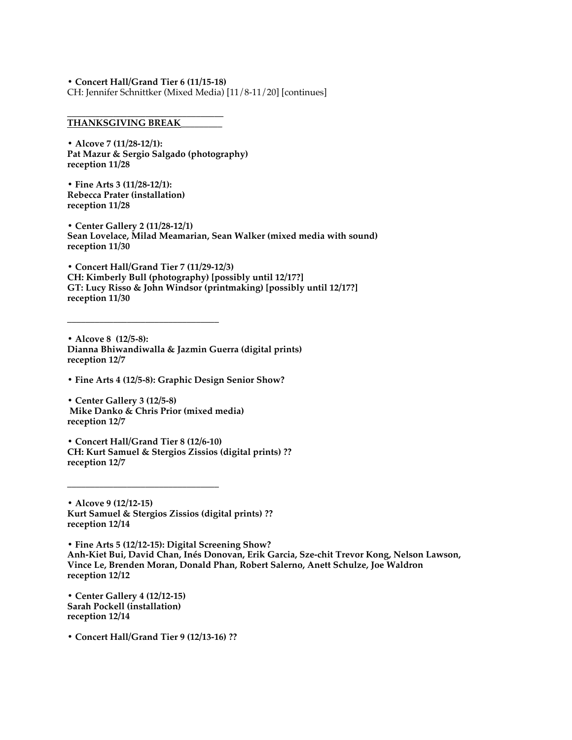**• Concert Hall/Grand Tier 6 (11/15-18)**
CH: Jennifer Schnittker (Mixed Media) [11/8-11/20] [continues]

---

**THANKSGIVING BREAK**

**• Alcove 7 (11/28-12/1):**
**Pat Mazur & Sergio Salgado (photography)**
**reception 11/28**

**• Fine Arts 3 (11/28-12/1):**
**Rebecca Prater (installation)**
**reception 11/28**

**• Center Gallery 2 (11/28-12/1)**
**Sean Lovelace, Milad Meamarian, Sean Walker (mixed media with sound)**
**reception 11/30**

**• Concert Hall/Grand Tier 7 (11/29-12/3)**
**CH: Kimberly Bull (photography) [possibly until 12/17?]**
**GT: Lucy Risso & John Windsor (printmaking) [possibly until 12/17?]**
**reception 11/30**

---

**• Alcove 8 (12/5-8):**
**Dianna Bhiwandiwalla & Jazmin Guerra (digital prints)**
**reception 12/7**

**• Fine Arts 4 (12/5-8): Graphic Design Senior Show?**

**• Center Gallery 3 (12/5-8)**
**Mike Danko & Chris Prior (mixed media)**
**reception 12/7**

**• Concert Hall/Grand Tier 8 (12/6-10)**
**CH: Kurt Samuel & Stergios Zissios (digital prints) ??**
**reception 12/7**

---

**• Alcove 9 (12/12-15)**
**Kurt Samuel & Stergios Zissios (digital prints) ??**
**reception 12/14**

**• Fine Arts 5 (12/12-15): Digital Screening Show?**
**Anh-Kiet Bui, David Chan, Inés Donovan, Erik Garcia, Sze-chit Trevor Kong, Nelson Lawson, Vince Le, Brenden Moran, Donald Phan, Robert Salerno, Anett Schulze, Joe Waldron**
**reception 12/12**

**• Center Gallery 4 (12/12-15)**
**Sarah Pockell (installation)**
**reception 12/14**

**• Concert Hall/Grand Tier 9 (12/13-16) ??**